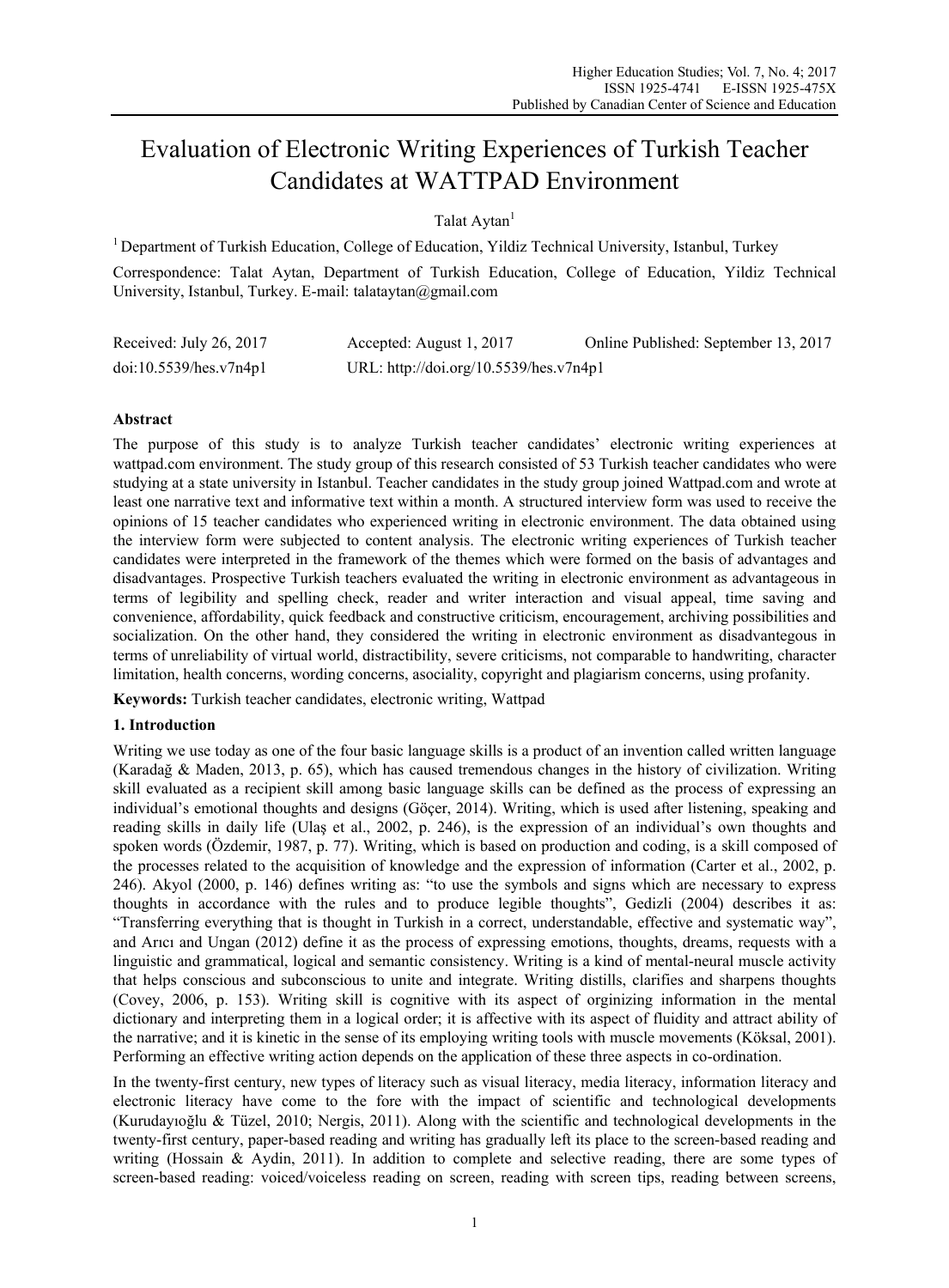# Evaluation of Electronic Writing Experiences of Turkish Teacher Candidates at WATTPAD Environment

Talat Aytan[1]

[1] Department of Turkish Education, College of Education, Yildiz Technical University, Istanbul, Turkey

Correspondence: Talat Aytan, Department of Turkish Education, College of Education, Yildiz Technical University, Istanbul, Turkey. E-mail: talataytan@gmail.com

Received: July 26, 2017    Accepted: August 1, 2017    Online Published: September 13, 2017

doi:10.5539/hes.v7n4p1    URL: http://doi.org/10.5539/hes.v7n4p1

**Abstract**

The purpose of this study is to analyze Turkish teacher candidates' electronic writing experiences at wattpad.com environment. The study group of this research consisted of 53 Turkish teacher candidates who were studying at a state university in Istanbul. Teacher candidates in the study group joined Wattpad.com and wrote at least one narrative text and informative text within a month. A structured interview form was used to receive the opinions of 15 teacher candidates who experienced writing in electronic environment. The data obtained using the interview form were subjected to content analysis. The electronic writing experiences of Turkish teacher candidates were interpreted in the framework of the themes which were formed on the basis of advantages and disadvantages. Prospective Turkish teachers evaluated the writing in electronic environment as advantageous in terms of legibility and spelling check, reader and writer interaction and visual appeal, time saving and convenience, affordability, quick feedback and constructive criticism, encouragement, archiving possibilities and socialization. On the other hand, they considered the writing in electronic environment as disadvantegous in terms of unreliability of virtual world, distractibility, severe criticisms, not comparable to handwriting, character limitation, health concerns, wording concerns, asociality, copyright and plagiarism concerns, using profanity.

**Keywords:** Turkish teacher candidates, electronic writing, Wattpad

## 1. Introduction

Writing we use today as one of the four basic language skills is a product of an invention called written language (Karadağ & Maden, 2013, p. 65), which has caused tremendous changes in the history of civilization. Writing skill evaluated as a recipient skill among basic language skills can be defined as the process of expressing an individual's emotional thoughts and designs (Göçer, 2014). Writing, which is used after listening, speaking and reading skills in daily life (Ulaş et al., 2002, p. 246), is the expression of an individual's own thoughts and spoken words (Özdemir, 1987, p. 77). Writing, which is based on production and coding, is a skill composed of the processes related to the acquisition of knowledge and the expression of information (Carter et al., 2002, p. 246). Akyol (2000, p. 146) defines writing as: "to use the symbols and signs which are necessary to express thoughts in accordance with the rules and to produce legible thoughts", Gedizli (2004) describes it as: "Transferring everything that is thought in Turkish in a correct, understandable, effective and systematic way", and Arıcı and Ungan (2012) define it as the process of expressing emotions, thoughts, dreams, requests with a linguistic and grammatical, logical and semantic consistency. Writing is a kind of mental-neural muscle activity that helps conscious and subconscious to unite and integrate. Writing distills, clarifies and sharpens thoughts (Covey, 2006, p. 153). Writing skill is cognitive with its aspect of orginizing information in the mental dictionary and interpreting them in a logical order; it is affective with its aspect of fluidity and attract ability of the narrative; and it is kinetic in the sense of its employing writing tools with muscle movements (Köksal, 2001). Performing an effective writing action depends on the application of these three aspects in co-ordination.

In the twenty-first century, new types of literacy such as visual literacy, media literacy, information literacy and electronic literacy have come to the fore with the impact of scientific and technological developments (Kurudayıoğlu & Tüzel, 2010; Nergis, 2011). Along with the scientific and technological developments in the twenty-first century, paper-based reading and writing has gradually left its place to the screen-based reading and writing (Hossain & Aydin, 2011). In addition to complete and selective reading, there are some types of screen-based reading: voiced/voiceless reading on screen, reading with screen tips, reading between screens,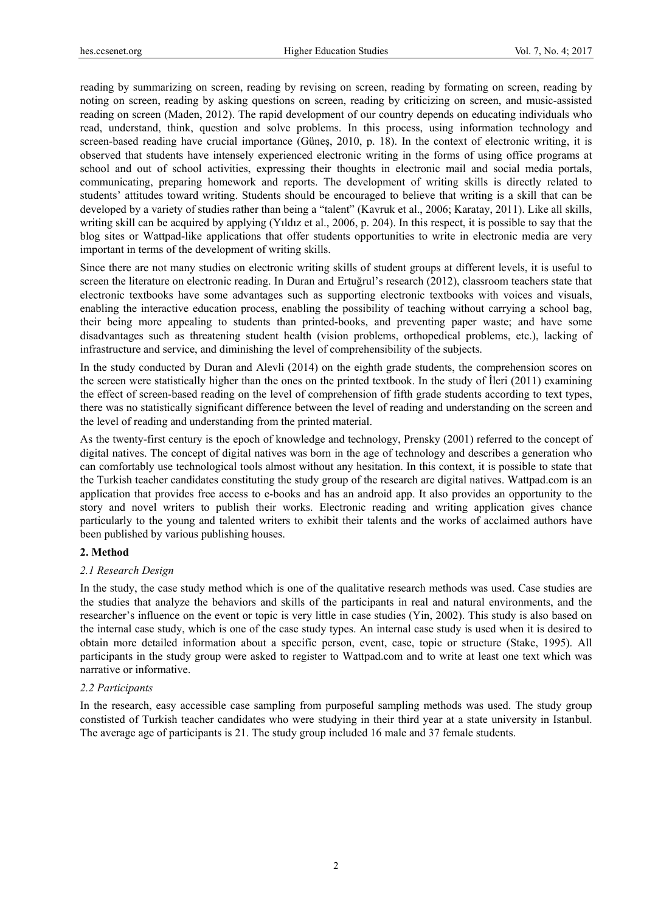reading by summarizing on screen, reading by revising on screen, reading by formating on screen, reading by noting on screen, reading by asking questions on screen, reading by criticizing on screen, and music-assisted reading on screen (Maden, 2012). The rapid development of our country depends on educating individuals who read, understand, think, question and solve problems. In this process, using information technology and screen-based reading have crucial importance (Güneş, 2010, p. 18). In the context of electronic writing, it is observed that students have intensely experienced electronic writing in the forms of using office programs at school and out of school activities, expressing their thoughts in electronic mail and social media portals, communicating, preparing homework and reports. The development of writing skills is directly related to students' attitudes toward writing. Students should be encouraged to believe that writing is a skill that can be developed by a variety of studies rather than being a "talent" (Kavruk et al., 2006; Karatay, 2011). Like all skills, writing skill can be acquired by applying (Yıldız et al., 2006, p. 204). In this respect, it is possible to say that the blog sites or Wattpad-like applications that offer students opportunities to write in electronic media are very important in terms of the development of writing skills.

Since there are not many studies on electronic writing skills of student groups at different levels, it is useful to screen the literature on electronic reading. In Duran and Ertuğrul's research (2012), classroom teachers state that electronic textbooks have some advantages such as supporting electronic textbooks with voices and visuals, enabling the interactive education process, enabling the possibility of teaching without carrying a school bag, their being more appealing to students than printed-books, and preventing paper waste; and have some disadvantages such as threatening student health (vision problems, orthopedical problems, etc.), lacking of infrastructure and service, and diminishing the level of comprehensibility of the subjects.

In the study conducted by Duran and Alevli (2014) on the eighth grade students, the comprehension scores on the screen were statistically higher than the ones on the printed textbook. In the study of İleri (2011) examining the effect of screen-based reading on the level of comprehension of fifth grade students according to text types, there was no statistically significant difference between the level of reading and understanding on the screen and the level of reading and understanding from the printed material.

As the twenty-first century is the epoch of knowledge and technology, Prensky (2001) referred to the concept of digital natives. The concept of digital natives was born in the age of technology and describes a generation who can comfortably use technological tools almost without any hesitation. In this context, it is possible to state that the Turkish teacher candidates constituting the study group of the research are digital natives. Wattpad.com is an application that provides free access to e-books and has an android app. It also provides an opportunity to the story and novel writers to publish their works. Electronic reading and writing application gives chance particularly to the young and talented writers to exhibit their talents and the works of acclaimed authors have been published by various publishing houses.

## 2. Method

### *2.1 Research Design*

In the study, the case study method which is one of the qualitative research methods was used. Case studies are the studies that analyze the behaviors and skills of the participants in real and natural environments, and the researcher's influence on the event or topic is very little in case studies (Yin, 2002). This study is also based on the internal case study, which is one of the case study types. An internal case study is used when it is desired to obtain more detailed information about a specific person, event, case, topic or structure (Stake, 1995). All participants in the study group were asked to register to Wattpad.com and to write at least one text which was narrative or informative.

### *2.2 Participants*

In the research, easy accessible case sampling from purposeful sampling methods was used. The study group constisted of Turkish teacher candidates who were studying in their third year at a state university in Istanbul. The average age of participants is 21. The study group included 16 male and 37 female students.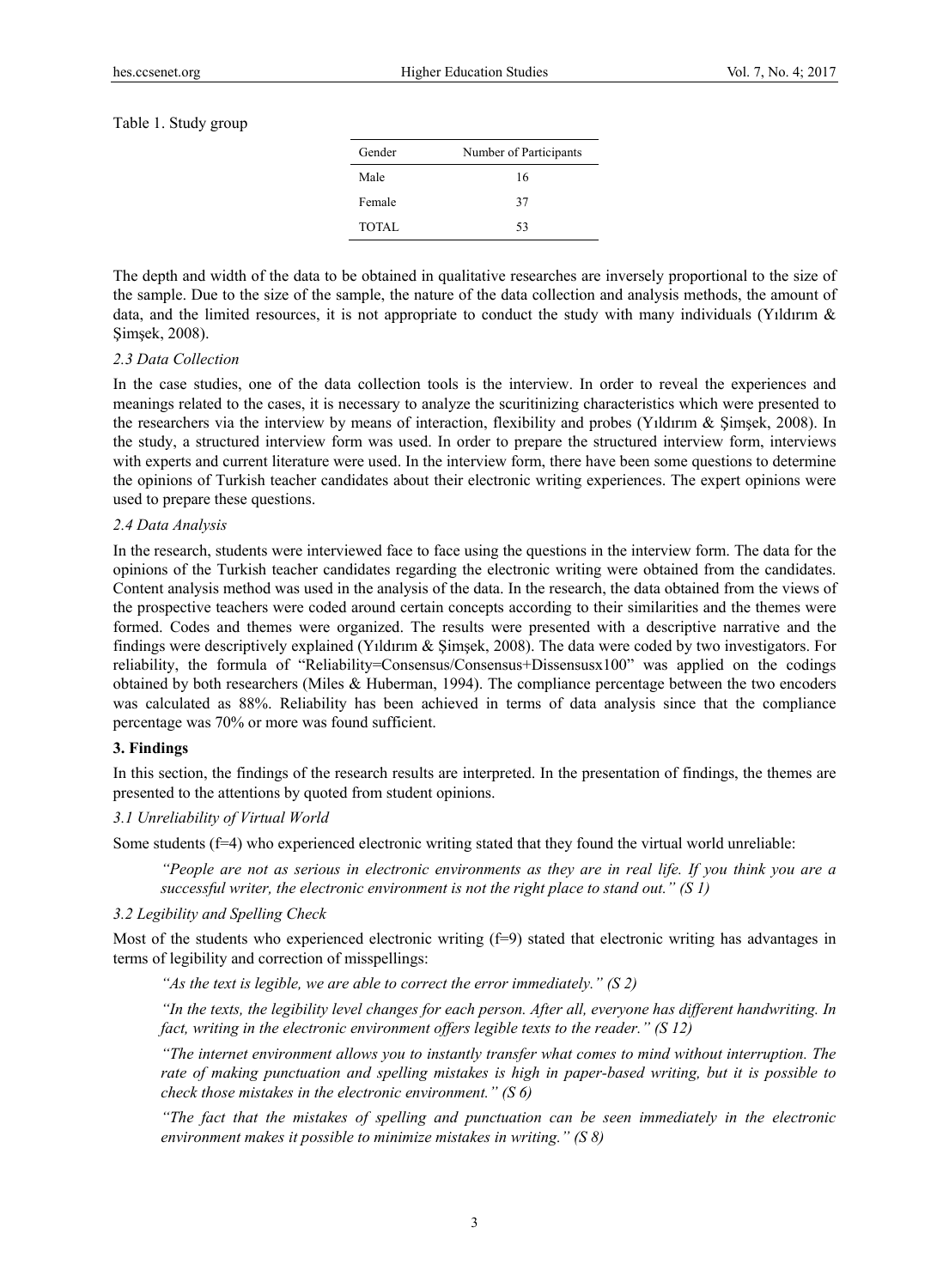Table 1. Study group

| Gender | Number of Participants |
|---|---|
| Male | 16 |
| Female | 37 |
| TOTAL | 53 |

The depth and width of the data to be obtained in qualitative researches are inversely proportional to the size of the sample. Due to the size of the sample, the nature of the data collection and analysis methods, the amount of data, and the limited resources, it is not appropriate to conduct the study with many individuals (Yıldırım & Şimşek, 2008).

### 2.3 Data Collection

In the case studies, one of the data collection tools is the interview. In order to reveal the experiences and meanings related to the cases, it is necessary to analyze the scuritinizing characteristics which were presented to the researchers via the interview by means of interaction, flexibility and probes (Yıldırım & Şimşek, 2008). In the study, a structured interview form was used. In order to prepare the structured interview form, interviews with experts and current literature were used. In the interview form, there have been some questions to determine the opinions of Turkish teacher candidates about their electronic writing experiences. The expert opinions were used to prepare these questions.

### 2.4 Data Analysis

In the research, students were interviewed face to face using the questions in the interview form. The data for the opinions of the Turkish teacher candidates regarding the electronic writing were obtained from the candidates. Content analysis method was used in the analysis of the data. In the research, the data obtained from the views of the prospective teachers were coded around certain concepts according to their similarities and the themes were formed. Codes and themes were organized. The results were presented with a descriptive narrative and the findings were descriptively explained (Yıldırım & Şimşek, 2008). The data were coded by two investigators. For reliability, the formula of "Reliability=Consensus/Consensus+Dissensusx100" was applied on the codings obtained by both researchers (Miles & Huberman, 1994). The compliance percentage between the two encoders was calculated as 88%. Reliability has been achieved in terms of data analysis since that the compliance percentage was 70% or more was found sufficient.

## 3. Findings

In this section, the findings of the research results are interpreted. In the presentation of findings, the themes are presented to the attentions by quoted from student opinions.

### 3.1 Unreliability of Virtual World

Some students (f=4) who experienced electronic writing stated that they found the virtual world unreliable:

> *"People are not as serious in electronic environments as they are in real life. If you think you are a successful writer, the electronic environment is not the right place to stand out." (S 1)*

### 3.2 Legibility and Spelling Check

Most of the students who experienced electronic writing (f=9) stated that electronic writing has advantages in terms of legibility and correction of misspellings:

> *"As the text is legible, we are able to correct the error immediately." (S 2)*

> *"In the texts, the legibility level changes for each person. After all, everyone has different handwriting. In fact, writing in the electronic environment offers legible texts to the reader." (S 12)*

> *"The internet environment allows you to instantly transfer what comes to mind without interruption. The rate of making punctuation and spelling mistakes is high in paper-based writing, but it is possible to check those mistakes in the electronic environment." (S 6)*

> *"The fact that the mistakes of spelling and punctuation can be seen immediately in the electronic environment makes it possible to minimize mistakes in writing." (S 8)*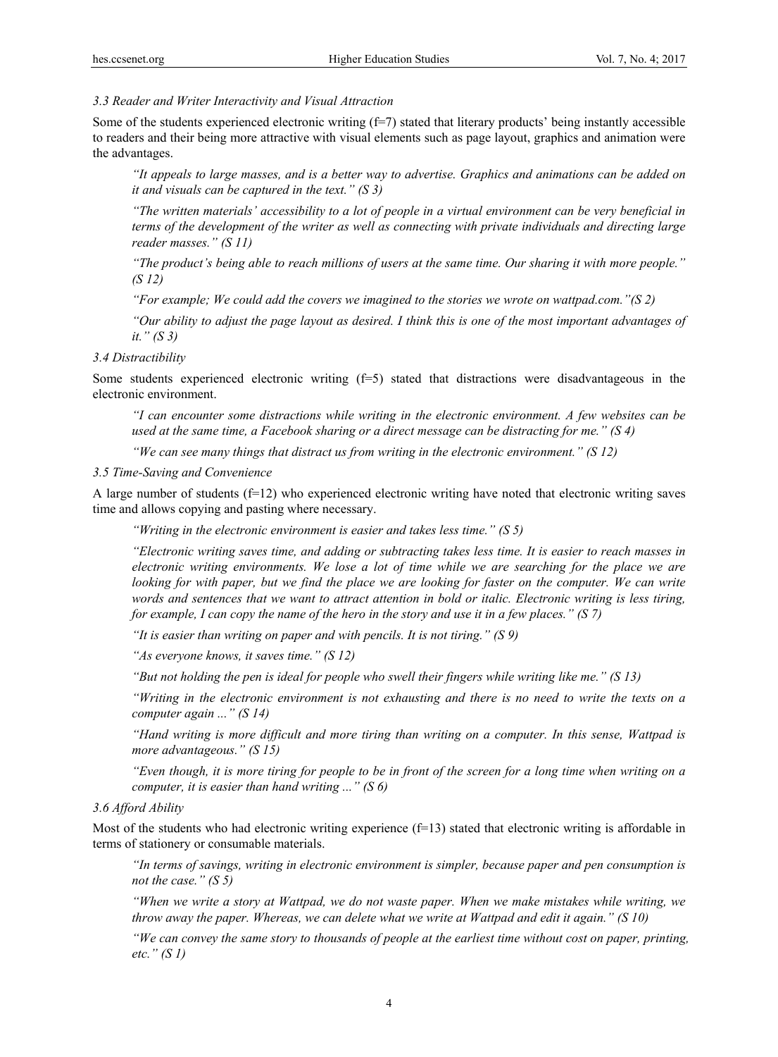### *3.3 Reader and Writer Interactivity and Visual Attraction*

Some of the students experienced electronic writing (f=7) stated that literary products' being instantly accessible to readers and their being more attractive with visual elements such as page layout, graphics and animation were the advantages.

> *"It appeals to large masses, and is a better way to advertise. Graphics and animations can be added on it and visuals can be captured in the text." (S 3)*

> *"The written materials' accessibility to a lot of people in a virtual environment can be very beneficial in terms of the development of the writer as well as connecting with private individuals and directing large reader masses." (S 11)*

> *"The product's being able to reach millions of users at the same time. Our sharing it with more people." (S 12)*

> *"For example; We could add the covers we imagined to the stories we wrote on wattpad.com."(S 2)*

> *"Our ability to adjust the page layout as desired. I think this is one of the most important advantages of it." (S 3)*

### *3.4 Distractibility*

Some students experienced electronic writing (f=5) stated that distractions were disadvantageous in the electronic environment.

> *"I can encounter some distractions while writing in the electronic environment. A few websites can be used at the same time, a Facebook sharing or a direct message can be distracting for me." (S 4)*

> *"We can see many things that distract us from writing in the electronic environment." (S 12)*

### *3.5 Time-Saving and Convenience*

A large number of students (f=12) who experienced electronic writing have noted that electronic writing saves time and allows copying and pasting where necessary.

> *"Writing in the electronic environment is easier and takes less time." (S 5)*

> *"Electronic writing saves time, and adding or subtracting takes less time. It is easier to reach masses in electronic writing environments. We lose a lot of time while we are searching for the place we are looking for with paper, but we find the place we are looking for faster on the computer. We can write words and sentences that we want to attract attention in bold or italic. Electronic writing is less tiring, for example, I can copy the name of the hero in the story and use it in a few places." (S 7)*

> *"It is easier than writing on paper and with pencils. It is not tiring." (S 9)*

> *"As everyone knows, it saves time." (S 12)*

> *"But not holding the pen is ideal for people who swell their fingers while writing like me." (S 13)*

> *"Writing in the electronic environment is not exhausting and there is no need to write the texts on a computer again ..." (S 14)*

> *"Hand writing is more difficult and more tiring than writing on a computer. In this sense, Wattpad is more advantageous." (S 15)*

> *"Even though, it is more tiring for people to be in front of the screen for a long time when writing on a computer, it is easier than hand writing ..." (S 6)*

### *3.6 Afford Ability*

Most of the students who had electronic writing experience (f=13) stated that electronic writing is affordable in terms of stationery or consumable materials.

> *"In terms of savings, writing in electronic environment is simpler, because paper and pen consumption is not the case." (S 5)*

> *"When we write a story at Wattpad, we do not waste paper. When we make mistakes while writing, we throw away the paper. Whereas, we can delete what we write at Wattpad and edit it again." (S 10)*

> *"We can convey the same story to thousands of people at the earliest time without cost on paper, printing, etc." (S 1)*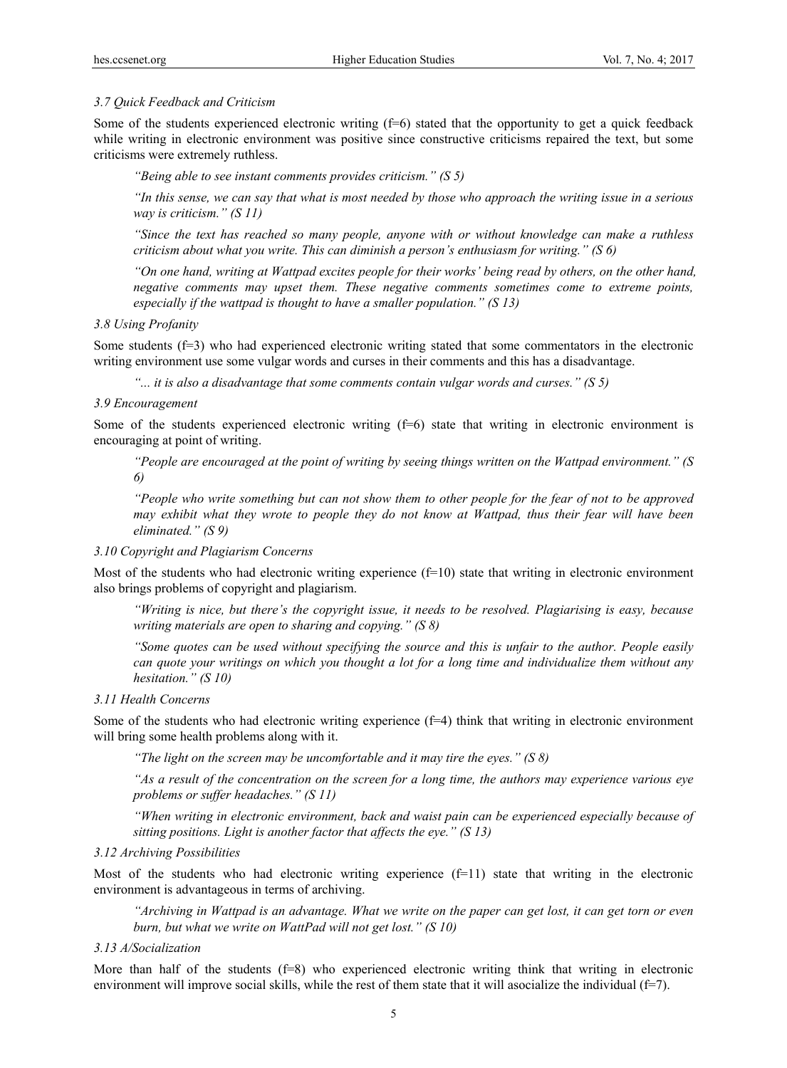### *3.7 Quick Feedback and Criticism*

Some of the students experienced electronic writing (f=6) stated that the opportunity to get a quick feedback while writing in electronic environment was positive since constructive criticisms repaired the text, but some criticisms were extremely ruthless.

> *"Being able to see instant comments provides criticism." (S 5)*

> *"In this sense, we can say that what is most needed by those who approach the writing issue in a serious way is criticism." (S 11)*

> *"Since the text has reached so many people, anyone with or without knowledge can make a ruthless criticism about what you write. This can diminish a person's enthusiasm for writing." (S 6)*

> *"On one hand, writing at Wattpad excites people for their works' being read by others, on the other hand, negative comments may upset them. These negative comments sometimes come to extreme points, especially if the wattpad is thought to have a smaller population." (S 13)*

### *3.8 Using Profanity*

Some students (f=3) who had experienced electronic writing stated that some commentators in the electronic writing environment use some vulgar words and curses in their comments and this has a disadvantage.

> *"... it is also a disadvantage that some comments contain vulgar words and curses." (S 5)*

### *3.9 Encouragement*

Some of the students experienced electronic writing (f=6) state that writing in electronic environment is encouraging at point of writing.

> *"People are encouraged at the point of writing by seeing things written on the Wattpad environment." (S 6)*

> *"People who write something but can not show them to other people for the fear of not to be approved may exhibit what they wrote to people they do not know at Wattpad, thus their fear will have been eliminated." (S 9)*

### *3.10 Copyright and Plagiarism Concerns*

Most of the students who had electronic writing experience (f=10) state that writing in electronic environment also brings problems of copyright and plagiarism.

> *"Writing is nice, but there's the copyright issue, it needs to be resolved. Plagiarising is easy, because writing materials are open to sharing and copying." (S 8)*

> *"Some quotes can be used without specifying the source and this is unfair to the author. People easily can quote your writings on which you thought a lot for a long time and individualize them without any hesitation." (S 10)*

### *3.11 Health Concerns*

Some of the students who had electronic writing experience (f=4) think that writing in electronic environment will bring some health problems along with it.

> *"The light on the screen may be uncomfortable and it may tire the eyes." (S 8)*

> *"As a result of the concentration on the screen for a long time, the authors may experience various eye problems or suffer headaches." (S 11)*

> *"When writing in electronic environment, back and waist pain can be experienced especially because of sitting positions. Light is another factor that affects the eye." (S 13)*

### *3.12 Archiving Possibilities*

Most of the students who had electronic writing experience (f=11) state that writing in the electronic environment is advantageous in terms of archiving.

> *"Archiving in Wattpad is an advantage. What we write on the paper can get lost, it can get torn or even burn, but what we write on WattPad will not get lost." (S 10)*

### *3.13 A/Socialization*

More than half of the students (f=8) who experienced electronic writing think that writing in electronic environment will improve social skills, while the rest of them state that it will asocialize the individual (f=7).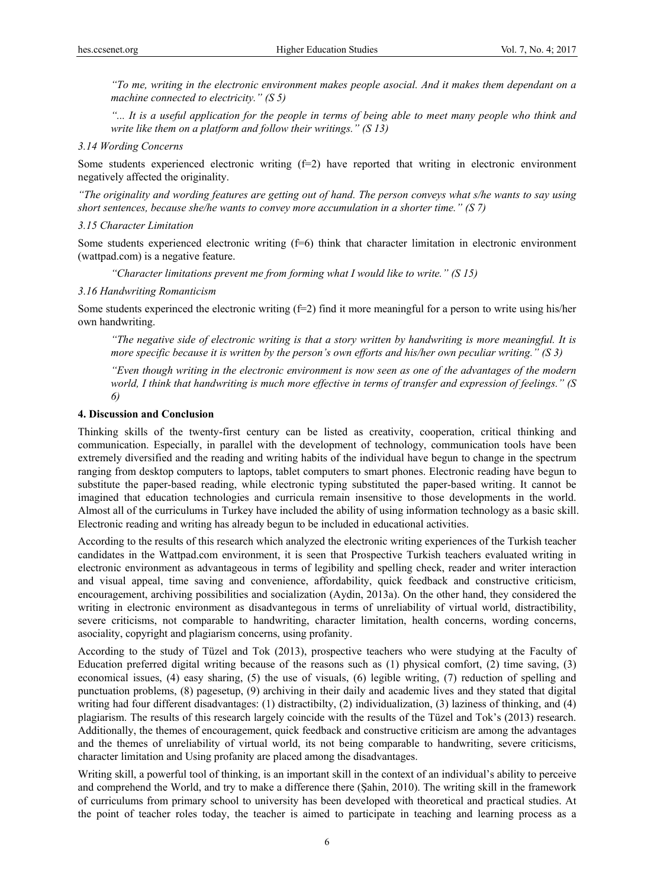*"To me, writing in the electronic environment makes people asocial. And it makes them dependant on a machine connected to electricity." (S 5)*

*"... It is a useful application for the people in terms of being able to meet many people who think and write like them on a platform and follow their writings." (S 13)*

### *3.14 Wording Concerns*

Some students experienced electronic writing (f=2) have reported that writing in electronic environment negatively affected the originality.

*"The originality and wording features are getting out of hand. The person conveys what s/he wants to say using short sentences, because she/he wants to convey more accumulation in a shorter time." (S 7)*

### *3.15 Character Limitation*

Some students experienced electronic writing (f=6) think that character limitation in electronic environment (wattpad.com) is a negative feature.

*"Character limitations prevent me from forming what I would like to write." (S 15)*

### *3.16 Handwriting Romanticism*

Some students experinced the electronic writing (f=2) find it more meaningful for a person to write using his/her own handwriting.

*"The negative side of electronic writing is that a story written by handwriting is more meaningful. It is more specific because it is written by the person's own efforts and his/her own peculiar writing." (S 3)*

*"Even though writing in the electronic environment is now seen as one of the advantages of the modern world, I think that handwriting is much more effective in terms of transfer and expression of feelings." (S 6)*

## 4. Discussion and Conclusion

Thinking skills of the twenty-first century can be listed as creativity, cooperation, critical thinking and communication. Especially, in parallel with the development of technology, communication tools have been extremely diversified and the reading and writing habits of the individual have begun to change in the spectrum ranging from desktop computers to laptops, tablet computers to smart phones. Electronic reading have begun to substitute the paper-based reading, while electronic typing substituted the paper-based writing. It cannot be imagined that education technologies and curricula remain insensitive to those developments in the world. Almost all of the curriculums in Turkey have included the ability of using information technology as a basic skill. Electronic reading and writing has already begun to be included in educational activities.

According to the results of this research which analyzed the electronic writing experiences of the Turkish teacher candidates in the Wattpad.com environment, it is seen that Prospective Turkish teachers evaluated writing in electronic environment as advantageous in terms of legibility and spelling check, reader and writer interaction and visual appeal, time saving and convenience, affordability, quick feedback and constructive criticism, encouragement, archiving possibilities and socialization (Aydin, 2013a). On the other hand, they considered the writing in electronic environment as disadvantegous in terms of unreliability of virtual world, distractibility, severe criticisms, not comparable to handwriting, character limitation, health concerns, wording concerns, asociality, copyright and plagiarism concerns, using profanity.

According to the study of Tüzel and Tok (2013), prospective teachers who were studying at the Faculty of Education preferred digital writing because of the reasons such as (1) physical comfort, (2) time saving, (3) economical issues, (4) easy sharing, (5) the use of visuals, (6) legible writing, (7) reduction of spelling and punctuation problems, (8) pagesetup, (9) archiving in their daily and academic lives and they stated that digital writing had four different disadvantages: (1) distractibilty, (2) individualization, (3) laziness of thinking, and (4) plagiarism. The results of this research largely coincide with the results of the Tüzel and Tok's (2013) research. Additionally, the themes of encouragement, quick feedback and constructive criticism are among the advantages and the themes of unreliability of virtual world, its not being comparable to handwriting, severe criticisms, character limitation and Using profanity are placed among the disadvantages.

Writing skill, a powerful tool of thinking, is an important skill in the context of an individual's ability to perceive and comprehend the World, and try to make a difference there (Şahin, 2010). The writing skill in the framework of curriculums from primary school to university has been developed with theoretical and practical studies. At the point of teacher roles today, the teacher is aimed to participate in teaching and learning process as a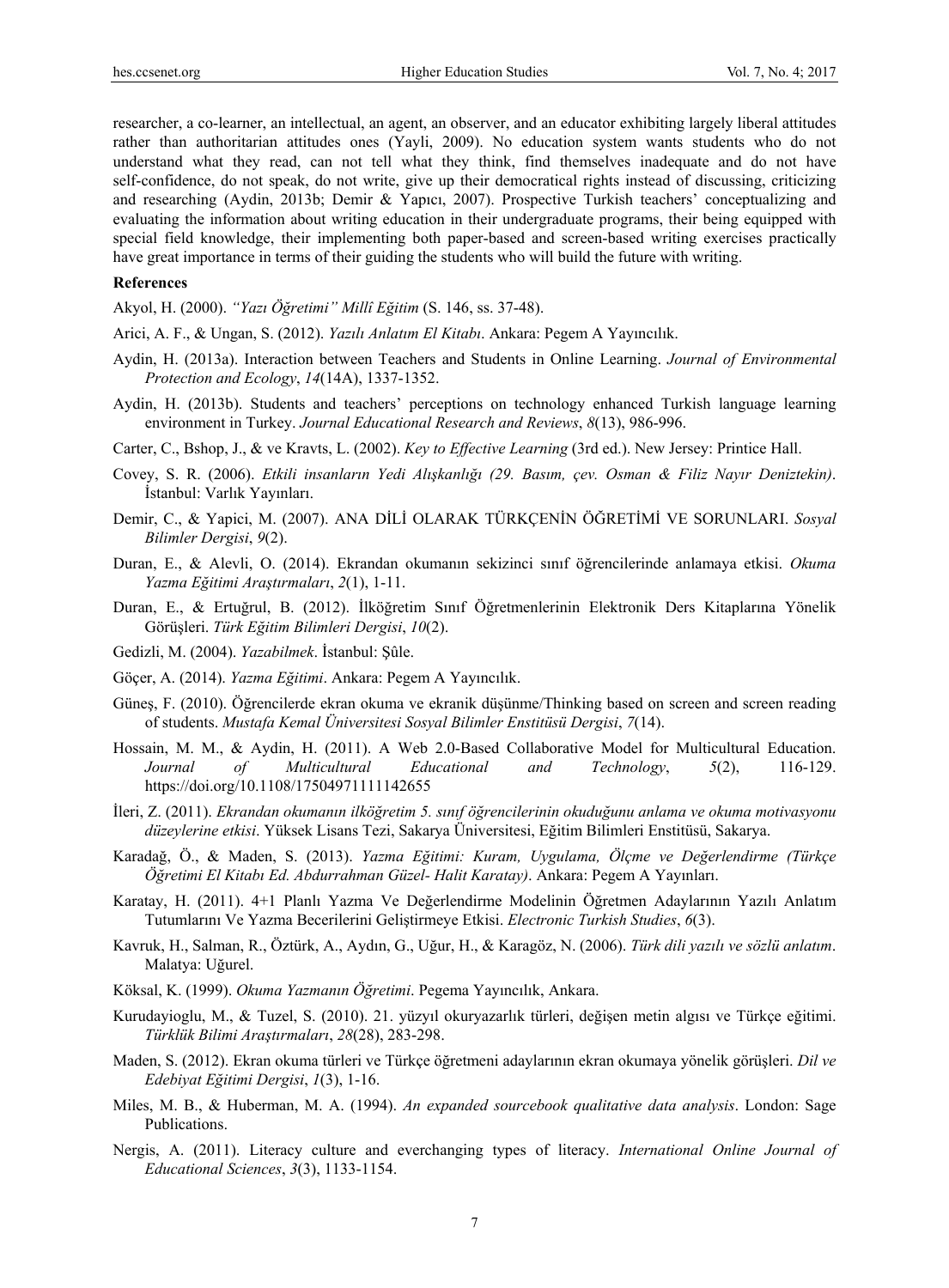researcher, a co-learner, an intellectual, an agent, an observer, and an educator exhibiting largely liberal attitudes rather than authoritarian attitudes ones (Yayli, 2009). No education system wants students who do not understand what they read, can not tell what they think, find themselves inadequate and do not have self-confidence, do not speak, do not write, give up their democratical rights instead of discussing, criticizing and researching (Aydin, 2013b; Demir & Yapıcı, 2007). Prospective Turkish teachers' conceptualizing and evaluating the information about writing education in their undergraduate programs, their being equipped with special field knowledge, their implementing both paper-based and screen-based writing exercises practically have great importance in terms of their guiding the students who will build the future with writing.

**References**

Akyol, H. (2000). *"Yazı Öğretimi" Millî Eğitim* (S. 146, ss. 37-48).

Arici, A. F., & Ungan, S. (2012). *Yazılı Anlatım El Kitabı*. Ankara: Pegem A Yayıncılık.

Aydin, H. (2013a). Interaction between Teachers and Students in Online Learning. *Journal of Environmental Protection and Ecology*, *14*(14A), 1337-1352.

Aydin, H. (2013b). Students and teachers' perceptions on technology enhanced Turkish language learning environment in Turkey. *Journal Educational Research and Reviews*, *8*(13), 986-996.

Carter, C., Bshop, J., & ve Kravts, L. (2002). *Key to Effective Learning* (3rd ed.). New Jersey: Printice Hall.

Covey, S. R. (2006). *Etkili insanların Yedi Alışkanlığı (29. Basım, çev. Osman & Filiz Nayır Deniztekin)*. İstanbul: Varlık Yayınları.

Demir, C., & Yapici, M. (2007). ANA DİLİ OLARAK TÜRKÇENİN ÖĞRETİMİ VE SORUNLARI. *Sosyal Bilimler Dergisi*, *9*(2).

Duran, E., & Alevli, O. (2014). Ekrandan okumanın sekizinci sınıf öğrencilerinde anlamaya etkisi. *Okuma Yazma Eğitimi Araştırmaları*, *2*(1), 1-11.

Duran, E., & Ertuğrul, B. (2012). İlköğretim Sınıf Öğretmenlerinin Elektronik Ders Kitaplarına Yönelik Görüşleri. *Türk Eğitim Bilimleri Dergisi*, *10*(2).

Gedizli, M. (2004). *Yazabilmek*. İstanbul: Şûle.

Göçer, A. (2014). *Yazma Eğitimi*. Ankara: Pegem A Yayıncılık.

Güneş, F. (2010). Öğrencilerde ekran okuma ve ekranik düşünme/Thinking based on screen and screen reading of students. *Mustafa Kemal Üniversitesi Sosyal Bilimler Enstitüsü Dergisi*, *7*(14).

Hossain, M. M., & Aydin, H. (2011). A Web 2.0-Based Collaborative Model for Multicultural Education. *Journal of Multicultural Educational and Technology*, *5*(2), 116-129. https://doi.org/10.1108/17504971111142655

İleri, Z. (2011). *Ekrandan okumanın ilköğretim 5. sınıf öğrencilerinin okuduğunu anlama ve okuma motivasyonu düzeylerine etkisi*. Yüksek Lisans Tezi, Sakarya Üniversitesi, Eğitim Bilimleri Enstitüsü, Sakarya.

Karadağ, Ö., & Maden, S. (2013). *Yazma Eğitimi: Kuram, Uygulama, Ölçme ve Değerlendirme (Türkçe Öğretimi El Kitabı Ed. Abdurrahman Güzel- Halit Karatay)*. Ankara: Pegem A Yayınları.

Karatay, H. (2011). 4+1 Planlı Yazma Ve Değerlendirme Modelinin Öğretmen Adaylarının Yazılı Anlatım Tutumlarını Ve Yazma Becerilerini Geliştirmeye Etkisi. *Electronic Turkish Studies*, *6*(3).

Kavruk, H., Salman, R., Öztürk, A., Aydın, G., Uğur, H., & Karagöz, N. (2006). *Türk dili yazılı ve sözlü anlatım*. Malatya: Uğurel.

Köksal, K. (1999). *Okuma Yazmanın Öğretimi*. Pegema Yayıncılık, Ankara.

Kurudayioglu, M., & Tuzel, S. (2010). 21. yüzyıl okuryazarlık türleri, değişen metin algısı ve Türkçe eğitimi. *Türklük Bilimi Araştırmaları*, *28*(28), 283-298.

Maden, S. (2012). Ekran okuma türleri ve Türkçe öğretmeni adaylarının ekran okumaya yönelik görüşleri. *Dil ve Edebiyat Eğitimi Dergisi*, *1*(3), 1-16.

Miles, M. B., & Huberman, M. A. (1994). *An expanded sourcebook qualitative data analysis*. London: Sage Publications.

Nergis, A. (2011). Literacy culture and everchanging types of literacy. *International Online Journal of Educational Sciences*, *3*(3), 1133-1154.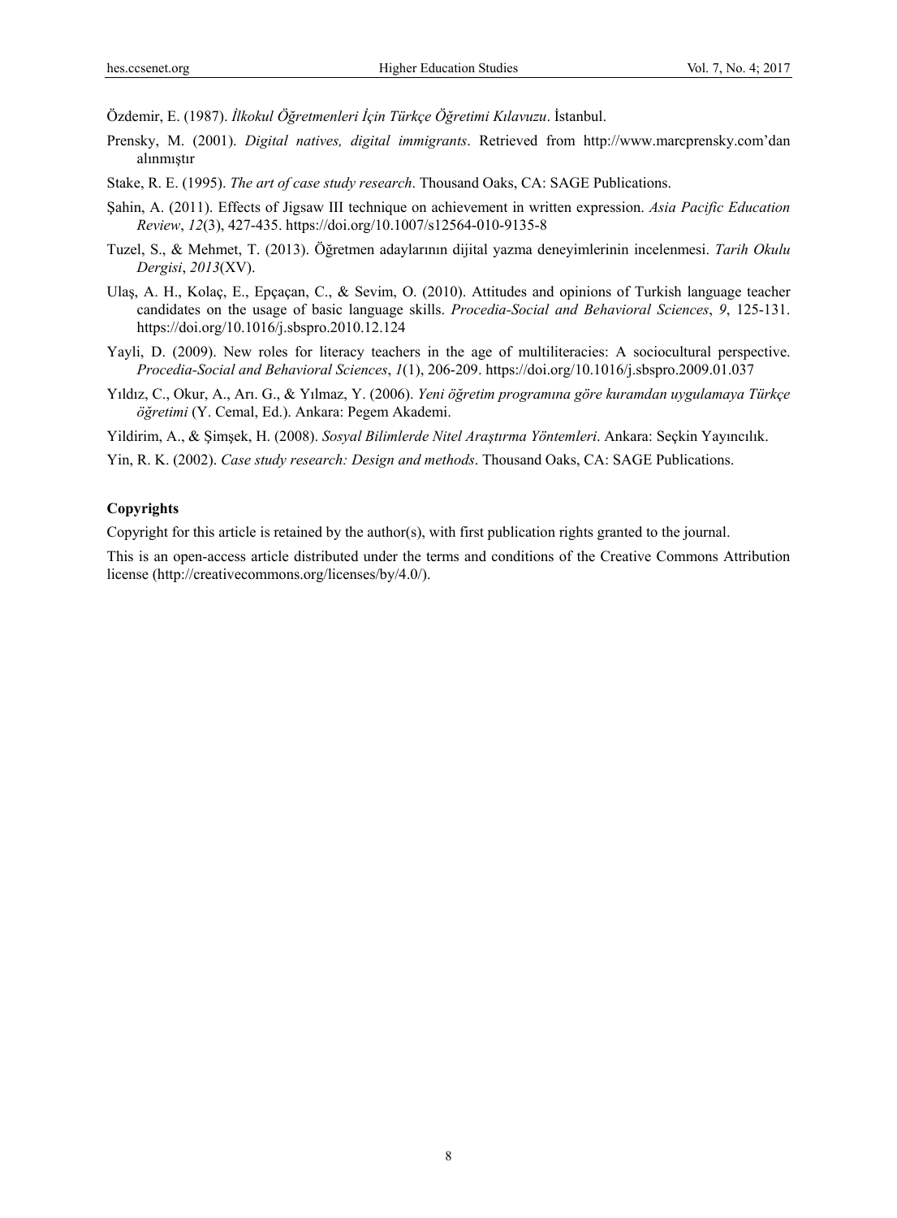Özdemir, E. (1987). *İlkokul Öğretmenleri İçin Türkçe Öğretimi Kılavuzu*. İstanbul.

Prensky, M. (2001). *Digital natives, digital immigrants*. Retrieved from http://www.marcprensky.com'dan alınmıştır

Stake, R. E. (1995). *The art of case study research*. Thousand Oaks, CA: SAGE Publications.

Şahin, A. (2011). Effects of Jigsaw III technique on achievement in written expression. *Asia Pacific Education Review*, *12*(3), 427-435. https://doi.org/10.1007/s12564-010-9135-8

Tuzel, S., & Mehmet, T. (2013). Öğretmen adaylarının dijital yazma deneyimlerinin incelenmesi. *Tarih Okulu Dergisi*, *2013*(XV).

Ulaş, A. H., Kolaç, E., Epçaçan, C., & Sevim, O. (2010). Attitudes and opinions of Turkish language teacher candidates on the usage of basic language skills. *Procedia-Social and Behavioral Sciences*, *9*, 125-131. https://doi.org/10.1016/j.sbspro.2010.12.124

Yayli, D. (2009). New roles for literacy teachers in the age of multiliteracies: A sociocultural perspective. *Procedia-Social and Behavioral Sciences*, *1*(1), 206-209. https://doi.org/10.1016/j.sbspro.2009.01.037

Yıldız, C., Okur, A., Arı. G., & Yılmaz, Y. (2006). *Yeni öğretim programına göre kuramdan uygulamaya Türkçe öğretimi* (Y. Cemal, Ed.). Ankara: Pegem Akademi.

Yildirim, A., & Şimşek, H. (2008). *Sosyal Bilimlerde Nitel Araştırma Yöntemleri*. Ankara: Seçkin Yayıncılık.

Yin, R. K. (2002). *Case study research: Design and methods*. Thousand Oaks, CA: SAGE Publications.

**Copyrights**

Copyright for this article is retained by the author(s), with first publication rights granted to the journal.

This is an open-access article distributed under the terms and conditions of the Creative Commons Attribution license (http://creativecommons.org/licenses/by/4.0/).